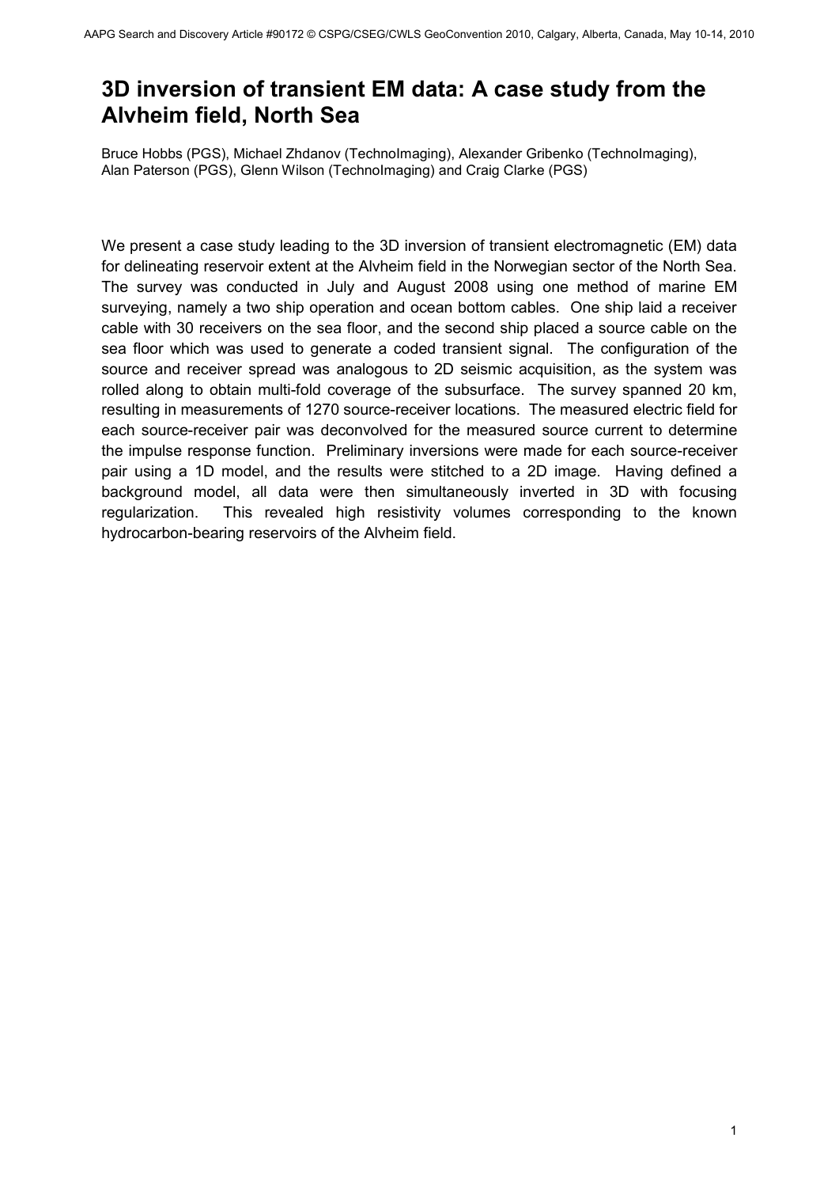# 3D inversion of transient EM data: A case study from the Alvheim field, North Sea

Bruce Hobbs (PGS), Michael Zhdanov (TechnoImaging), Alexander Gribenko (TechnoImaging), Alan Paterson (PGS), Glenn Wilson (TechnoImaging) and Craig Clarke (PGS)

We present a case study leading to the 3D inversion of transient electromagnetic (EM) data for delineating reservoir extent at the Alvheim field in the Norwegian sector of the North Sea. The survey was conducted in July and August 2008 using one method of marine EM surveying, namely a two ship operation and ocean bottom cables. One ship laid a receiver cable with 30 receivers on the sea floor, and the second ship placed a source cable on the sea floor which was used to generate a coded transient signal. The configuration of the source and receiver spread was analogous to 2D seismic acquisition, as the system was rolled along to obtain multi-fold coverage of the subsurface. The survey spanned 20 km, resulting in measurements of 1270 source-receiver locations. The measured electric field for each source-receiver pair was deconvolved for the measured source current to determine the impulse response function. Preliminary inversions were made for each source-receiver pair using a 1D model, and the results were stitched to a 2D image. Having defined a background model, all data were then simultaneously inverted in 3D with focusing regularization. This revealed high resistivity volumes corresponding to the known hydrocarbon-bearing reservoirs of the Alvheim field.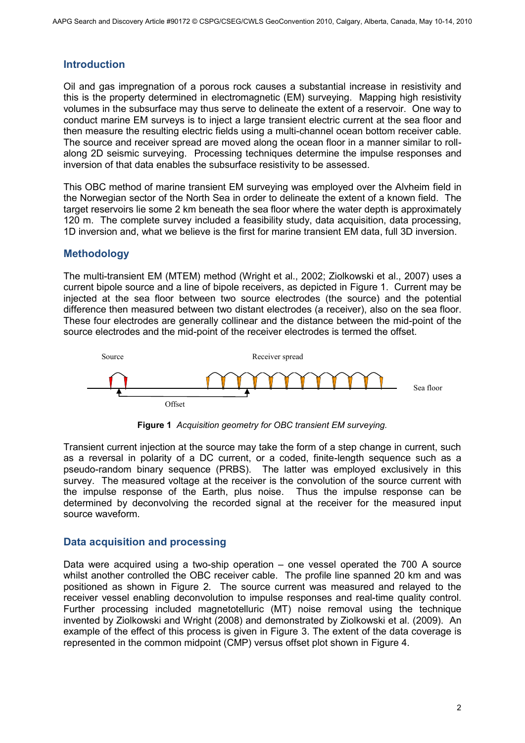## Introduction

Oil and gas impregnation of a porous rock causes a substantial increase in resistivity and this is the property determined in electromagnetic (EM) surveying. Mapping high resistivity volumes in the subsurface may thus serve to delineate the extent of a reservoir. One way to conduct marine EM surveys is to inject a large transient electric current at the sea floor and then measure the resulting electric fields using a multi-channel ocean bottom receiver cable. The source and receiver spread are moved along the ocean floor in a manner similar to roll-along 2D seismic surveying. Processing techniques determine the impulse responses and inversion of that data enables the subsurface resistivity to be assessed.

This OBC method of marine transient EM surveying was employed over the Alvheim field in the Norwegian sector of the North Sea in order to delineate the extent of a known field. The target reservoirs lie some 2 km beneath the sea floor where the water depth is approximately 120 m. The complete survey included a feasibility study, data acquisition, data processing, 1D inversion and, what we believe is the first for marine transient EM data, full 3D inversion.

## Methodology

The multi-transient EM (MTEM) method (Wright et al., 2002; Ziolkowski et al., 2007) uses a current bipole source and a line of bipole receivers, as depicted in Figure 1. Current may be injected at the sea floor between two source electrodes (the source) and the potential difference then measured between two distant electrodes (a receiver), also on the sea floor. These four electrodes are generally collinear and the distance between the mid-point of the source electrodes and the mid-point of the receiver electrodes is termed the offset.

**Figure 1** *Acquisition geometry for OBC transient EM surveying.*

Transient current injection at the source may take the form of a step change in current, such as a reversal in polarity of a DC current, or a coded, finite-length sequence such as a pseudo-random binary sequence (PRBS). The latter was employed exclusively in this survey. The measured voltage at the receiver is the convolution of the source current with the impulse response of the Earth, plus noise. Thus the impulse response can be determined by deconvolving the recorded signal at the receiver for the measured input source waveform.

## Data acquisition and processing

Data were acquired using a two-ship operation – one vessel operated the 700 A source whilst another controlled the OBC receiver cable. The profile line spanned 20 km and was positioned as shown in Figure 2. The source current was measured and relayed to the receiver vessel enabling deconvolution to impulse responses and real-time quality control. Further processing included magnetotelluric (MT) noise removal using the technique invented by Ziolkowski and Wright (2008) and demonstrated by Ziolkowski et al. (2009). An example of the effect of this process is given in Figure 3. The extent of the data coverage is represented in the common midpoint (CMP) versus offset plot shown in Figure 4.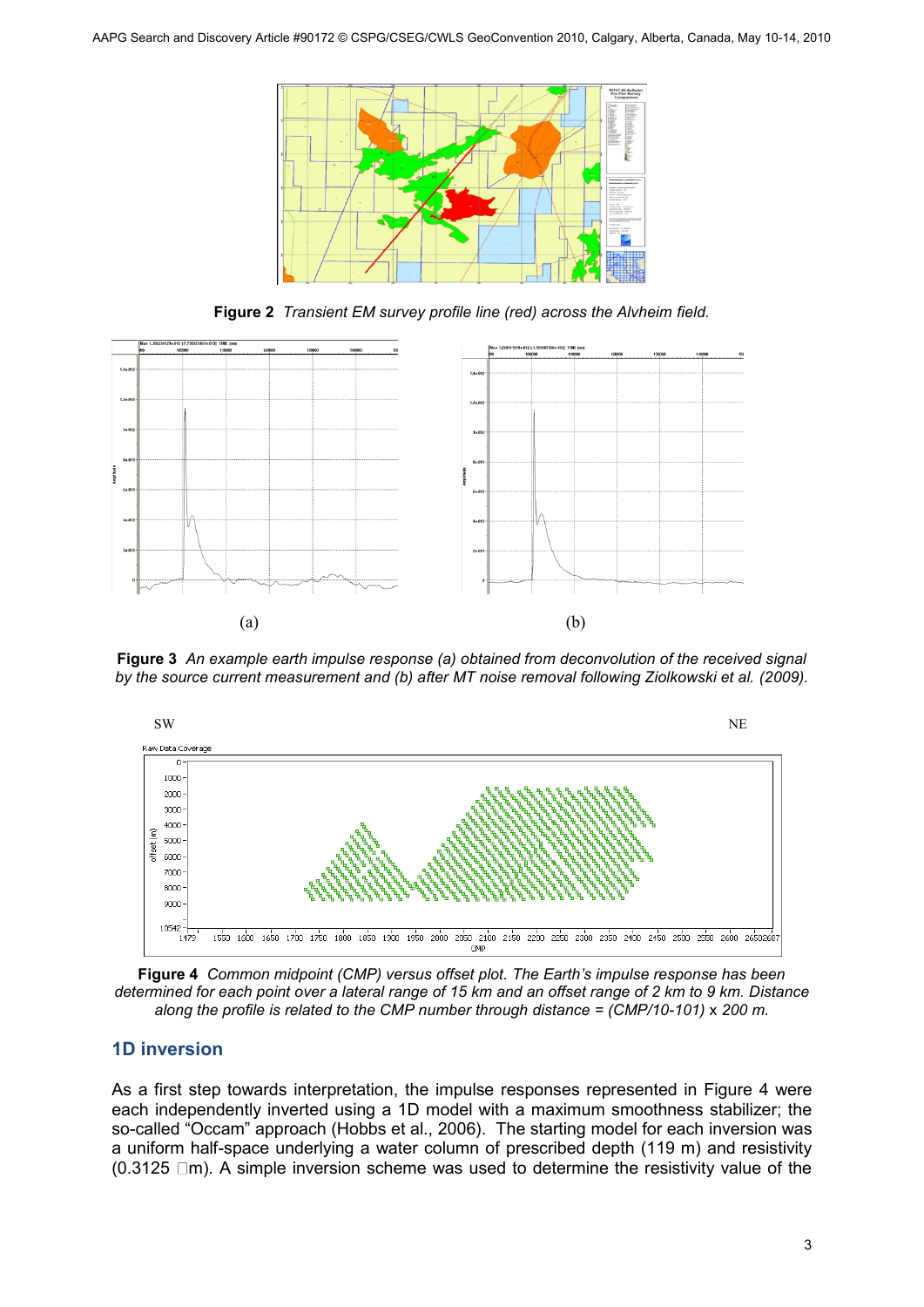**Figure 2** *Transient EM survey profile line (red) across the Alvheim field.*

(a) (b)

**Figure 3** *An example earth impulse response (a) obtained from deconvolution of the received signal by the source current measurement and (b) after MT noise removal following Ziolkowski et al. (2009).*

**Figure 4** *Common midpoint (CMP) versus offset plot. The Earth's impulse response has been determined for each point over a lateral range of 15 km and an offset range of 2 km to 9 km. Distance along the profile is related to the CMP number through distance = (CMP/10-101) x 200 m.*

## 1D inversion

As a first step towards interpretation, the impulse responses represented in Figure 4 were each independently inverted using a 1D model with a maximum smoothness stabilizer; the so-called "Occam" approach (Hobbs et al., 2006). The starting model for each inversion was a uniform half-space underlying a water column of prescribed depth (119 m) and resistivity (0.3125 Ωm). A simple inversion scheme was used to determine the resistivity value of the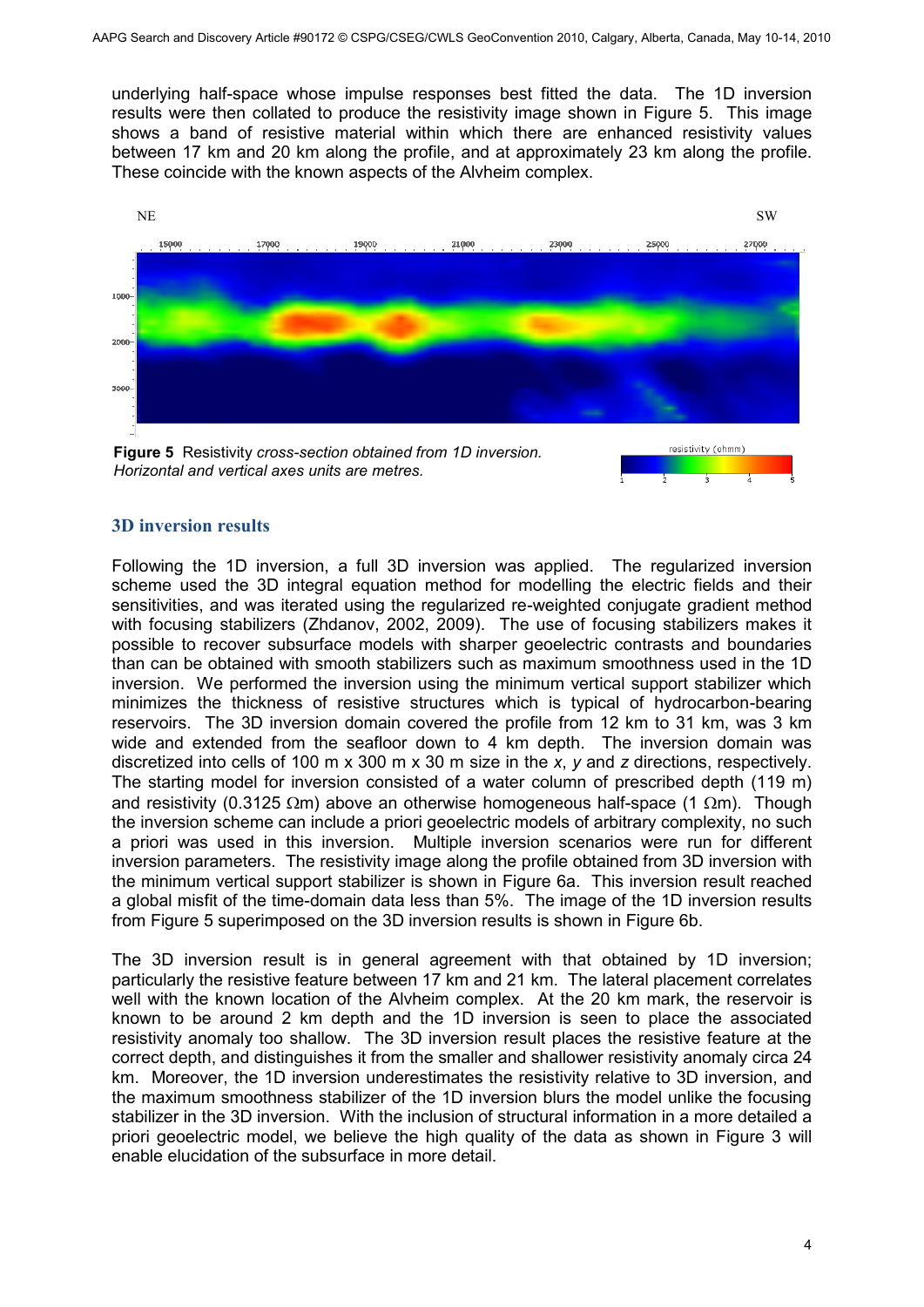underlying half-space whose impulse responses best fitted the data. The 1D inversion results were then collated to produce the resistivity image shown in Figure 5. This image shows a band of resistive material within which there are enhanced resistivity values between 17 km and 20 km along the profile, and at approximately 23 km along the profile. These coincide with the known aspects of the Alvheim complex.

**Figure 5** Resistivity *cross-section obtained from 1D inversion. Horizontal and vertical axes units are metres.*

### 3D inversion results

Following the 1D inversion, a full 3D inversion was applied. The regularized inversion scheme used the 3D integral equation method for modelling the electric fields and their sensitivities, and was iterated using the regularized re-weighted conjugate gradient method with focusing stabilizers (Zhdanov, 2002, 2009). The use of focusing stabilizers makes it possible to recover subsurface models with sharper geoelectric contrasts and boundaries than can be obtained with smooth stabilizers such as maximum smoothness used in the 1D inversion. We performed the inversion using the minimum vertical support stabilizer which minimizes the thickness of resistive structures which is typical of hydrocarbon-bearing reservoirs. The 3D inversion domain covered the profile from 12 km to 31 km, was 3 km wide and extended from the seafloor down to 4 km depth. The inversion domain was discretized into cells of 100 m x 300 m x 30 m size in the *x*, *y* and *z* directions, respectively. The starting model for inversion consisted of a water column of prescribed depth (119 m) and resistivity (0.3125 Ωm) above an otherwise homogeneous half-space (1 Ωm). Though the inversion scheme can include a priori geoelectric models of arbitrary complexity, no such a priori was used in this inversion. Multiple inversion scenarios were run for different inversion parameters. The resistivity image along the profile obtained from 3D inversion with the minimum vertical support stabilizer is shown in Figure 6a. This inversion result reached a global misfit of the time-domain data less than 5%. The image of the 1D inversion results from Figure 5 superimposed on the 3D inversion results is shown in Figure 6b.

The 3D inversion result is in general agreement with that obtained by 1D inversion; particularly the resistive feature between 17 km and 21 km. The lateral placement correlates well with the known location of the Alvheim complex. At the 20 km mark, the reservoir is known to be around 2 km depth and the 1D inversion is seen to place the associated resistivity anomaly too shallow. The 3D inversion result places the resistive feature at the correct depth, and distinguishes it from the smaller and shallower resistivity anomaly circa 24 km. Moreover, the 1D inversion underestimates the resistivity relative to 3D inversion, and the maximum smoothness stabilizer of the 1D inversion blurs the model unlike the focusing stabilizer in the 3D inversion. With the inclusion of structural information in a more detailed a priori geoelectric model, we believe the high quality of the data as shown in Figure 3 will enable elucidation of the subsurface in more detail.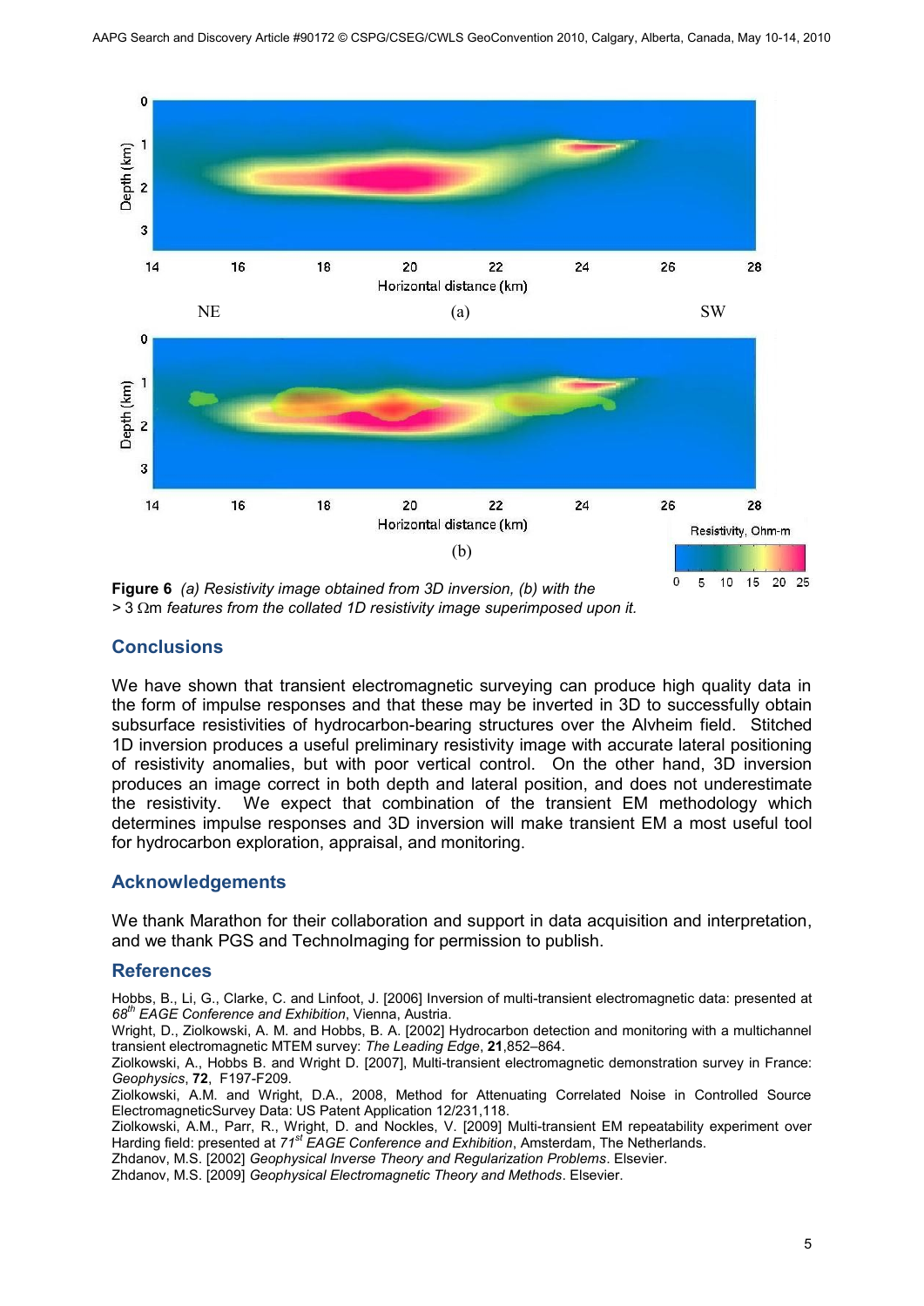0
1
2
3
Depth (km)
14 16 18 20 22 24 26 28
Horizontal distance (km)

NE (a) SW

0
1
2
3
Depth (km)
14 16 18 20 22 24 26 28
Horizontal distance (km)

(b)

Resistivity, Ohm-m
0 5 10 15 20 25

**Figure 6** *(a) Resistivity image obtained from 3D inversion, (b) with the* > 3 Ωm *features from the collated 1D resistivity image superimposed upon it.*

## Conclusions

We have shown that transient electromagnetic surveying can produce high quality data in the form of impulse responses and that these may be inverted in 3D to successfully obtain subsurface resistivities of hydrocarbon-bearing structures over the Alvheim field. Stitched 1D inversion produces a useful preliminary resistivity image with accurate lateral positioning of resistivity anomalies, but with poor vertical control. On the other hand, 3D inversion produces an image correct in both depth and lateral position, and does not underestimate the resistivity. We expect that combination of the transient EM methodology which determines impulse responses and 3D inversion will make transient EM a most useful tool for hydrocarbon exploration, appraisal, and monitoring.

## Acknowledgements

We thank Marathon for their collaboration and support in data acquisition and interpretation, and we thank PGS and TechnoImaging for permission to publish.

## References

Hobbs, B., Li, G., Clarke, C. and Linfoot, J. [2006] Inversion of multi-transient electromagnetic data: presented at 68th *EAGE Conference and Exhibition*, Vienna, Austria.

Wright, D., Ziolkowski, A. M. and Hobbs, B. A. [2002] Hydrocarbon detection and monitoring with a multichannel transient electromagnetic MTEM survey: *The Leading Edge*, **21**,852–864.

Ziolkowski, A., Hobbs B. and Wright D. [2007], Multi-transient electromagnetic demonstration survey in France: *Geophysics*, **72**, F197-F209.

Ziolkowski, A.M. and Wright, D.A., 2008, Method for Attenuating Correlated Noise in Controlled Source ElectromagneticSurvey Data: US Patent Application 12/231,118.

Ziolkowski, A.M., Parr, R., Wright, D. and Nockles, V. [2009] Multi-transient EM repeatability experiment over Harding field: presented at 71st *EAGE Conference and Exhibition*, Amsterdam, The Netherlands.

Zhdanov, M.S. [2002] *Geophysical Inverse Theory and Regularization Problems*. Elsevier.

Zhdanov, M.S. [2009] *Geophysical Electromagnetic Theory and Methods*. Elsevier.